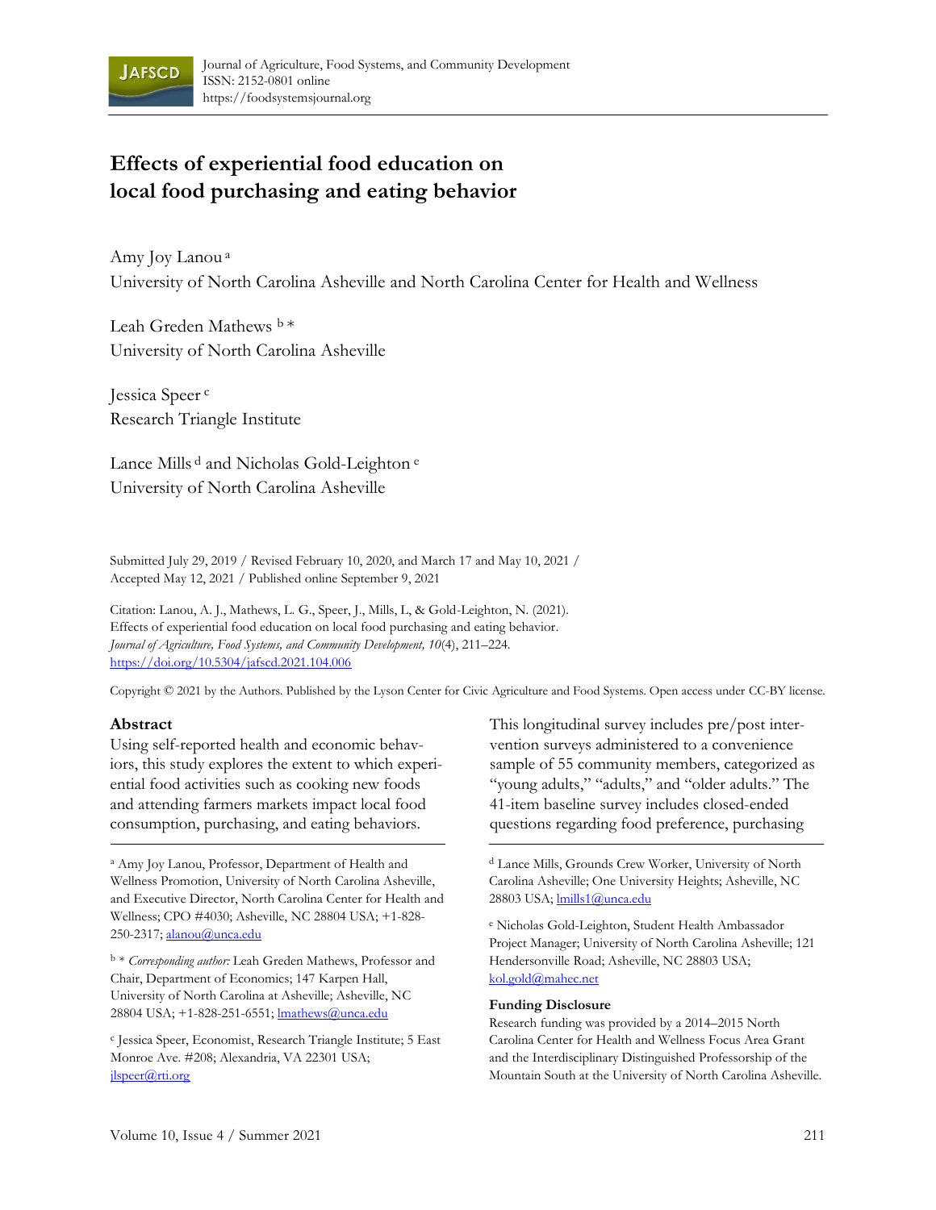Journal of Agriculture, Food Systems, and Community Development
ISSN: 2152-0801 online
https://foodsystemsjournal.org

# Effects of experiential food education on local food purchasing and eating behavior

Amy Joy Lanou [a]
University of North Carolina Asheville and North Carolina Center for Health and Wellness

Leah Greden Mathews [b] *
University of North Carolina Asheville

Jessica Speer [c]
Research Triangle Institute

Lance Mills [d] and Nicholas Gold-Leighton [e]
University of North Carolina Asheville

Submitted July 29, 2019 / Revised February 10, 2020, and March 17 and May 10, 2021 / Accepted May 12, 2021 / Published online September 9, 2021

Citation: Lanou, A. J., Mathews, L. G., Speer, J., Mills, L, & Gold-Leighton, N. (2021). Effects of experiential food education on local food purchasing and eating behavior. *Journal of Agriculture, Food Systems, and Community Development, 10*(4), 211–224. https://doi.org/10.5304/jafscd.2021.104.006

Copyright © 2021 by the Authors. Published by the Lyson Center for Civic Agriculture and Food Systems. Open access under CC-BY license.

## Abstract

Using self-reported health and economic behaviors, this study explores the extent to which experiential food activities such as cooking new foods and attending farmers markets impact local food consumption, purchasing, and eating behaviors. This longitudinal survey includes pre/post intervention surveys administered to a convenience sample of 55 community members, categorized as "young adults," "adults," and "older adults." The 41-item baseline survey includes closed-ended questions regarding food preference, purchasing

---

[a] Amy Joy Lanou, Professor, Department of Health and Wellness Promotion, University of North Carolina Asheville, and Executive Director, North Carolina Center for Health and Wellness; CPO #4030; Asheville, NC 28804 USA; +1-828-250-2317; alanou@unca.edu

[b] * *Corresponding author:* Leah Greden Mathews, Professor and Chair, Department of Economics; 147 Karpen Hall, University of North Carolina at Asheville; Asheville, NC 28804 USA; +1-828-251-6551; lmathews@unca.edu

[c] Jessica Speer, Economist, Research Triangle Institute; 5 East Monroe Ave. #208; Alexandria, VA 22301 USA; jlspeer@rti.org

[d] Lance Mills, Grounds Crew Worker, University of North Carolina Asheville; One University Heights; Asheville, NC 28803 USA; lmills1@unca.edu

[e] Nicholas Gold-Leighton, Student Health Ambassador Project Manager; University of North Carolina Asheville; 121 Hendersonville Road; Asheville, NC 28803 USA; kol.gold@mahec.net

**Funding Disclosure**

Research funding was provided by a 2014–2015 North Carolina Center for Health and Wellness Focus Area Grant and the Interdisciplinary Distinguished Professorship of the Mountain South at the University of North Carolina Asheville.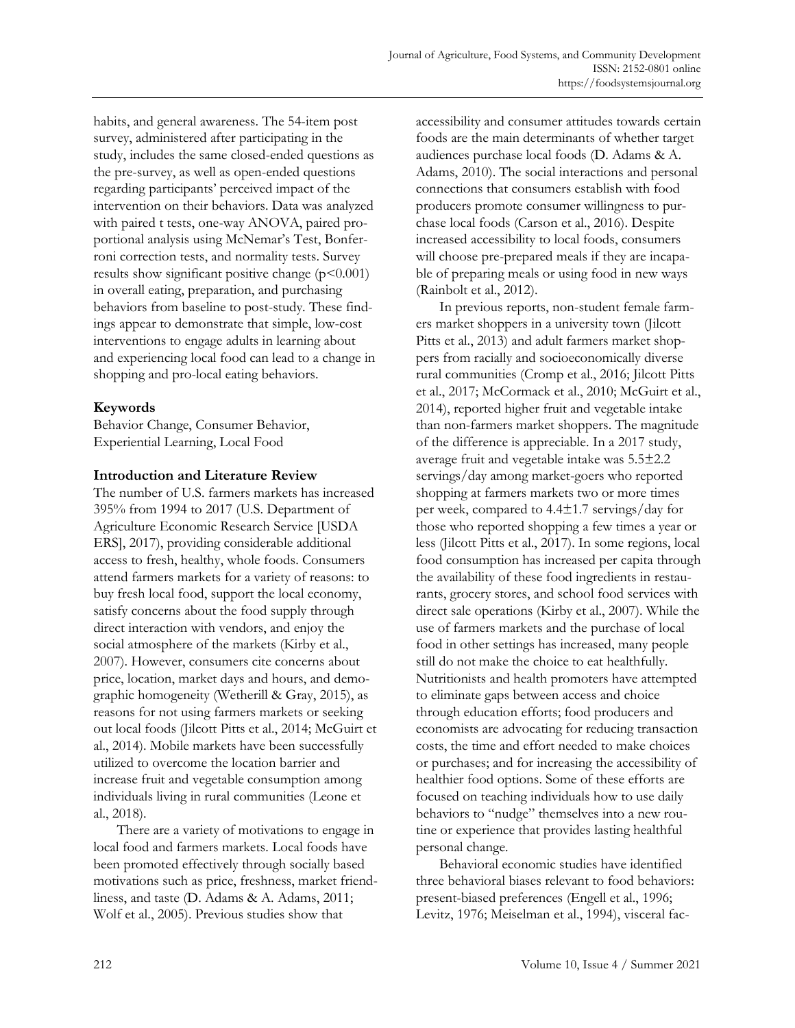habits, and general awareness. The 54-item post survey, administered after participating in the study, includes the same closed-ended questions as the pre-survey, as well as open-ended questions regarding participants' perceived impact of the intervention on their behaviors. Data was analyzed with paired t tests, one-way ANOVA, paired proportional analysis using McNemar's Test, Bonferroni correction tests, and normality tests. Survey results show significant positive change ($p<0.001$) in overall eating, preparation, and purchasing behaviors from baseline to post-study. These findings appear to demonstrate that simple, low-cost interventions to engage adults in learning about and experiencing local food can lead to a change in shopping and pro-local eating behaviors.

### Keywords

Behavior Change, Consumer Behavior, Experiential Learning, Local Food

### Introduction and Literature Review

The number of U.S. farmers markets has increased 395% from 1994 to 2017 (U.S. Department of Agriculture Economic Research Service [USDA ERS], 2017), providing considerable additional access to fresh, healthy, whole foods. Consumers attend farmers markets for a variety of reasons: to buy fresh local food, support the local economy, satisfy concerns about the food supply through direct interaction with vendors, and enjoy the social atmosphere of the markets (Kirby et al., 2007). However, consumers cite concerns about price, location, market days and hours, and demographic homogeneity (Wetherill & Gray, 2015), as reasons for not using farmers markets or seeking out local foods (Jilcott Pitts et al., 2014; McGuirt et al., 2014). Mobile markets have been successfully utilized to overcome the location barrier and increase fruit and vegetable consumption among individuals living in rural communities (Leone et al., 2018).

There are a variety of motivations to engage in local food and farmers markets. Local foods have been promoted effectively through socially based motivations such as price, freshness, market friendliness, and taste (D. Adams & A. Adams, 2011; Wolf et al., 2005). Previous studies show that accessibility and consumer attitudes towards certain foods are the main determinants of whether target audiences purchase local foods (D. Adams & A. Adams, 2010). The social interactions and personal connections that consumers establish with food producers promote consumer willingness to purchase local foods (Carson et al., 2016). Despite increased accessibility to local foods, consumers will choose pre-prepared meals if they are incapable of preparing meals or using food in new ways (Rainbolt et al., 2012).

In previous reports, non-student female farmers market shoppers in a university town (Jilcott Pitts et al., 2013) and adult farmers market shoppers from racially and socioeconomically diverse rural communities (Cromp et al., 2016; Jilcott Pitts et al., 2017; McCormack et al., 2010; McGuirt et al., 2014), reported higher fruit and vegetable intake than non-farmers market shoppers. The magnitude of the difference is appreciable. In a 2017 study, average fruit and vegetable intake was $5.5\pm2.2$ servings/day among market-goers who reported shopping at farmers markets two or more times per week, compared to $4.4\pm1.7$ servings/day for those who reported shopping a few times a year or less (Jilcott Pitts et al., 2017). In some regions, local food consumption has increased per capita through the availability of these food ingredients in restaurants, grocery stores, and school food services with direct sale operations (Kirby et al., 2007). While the use of farmers markets and the purchase of local food in other settings has increased, many people still do not make the choice to eat healthfully. Nutritionists and health promoters have attempted to eliminate gaps between access and choice through education efforts; food producers and economists are advocating for reducing transaction costs, the time and effort needed to make choices or purchases; and for increasing the accessibility of healthier food options. Some of these efforts are focused on teaching individuals how to use daily behaviors to "nudge" themselves into a new routine or experience that provides lasting healthful personal change.

Behavioral economic studies have identified three behavioral biases relevant to food behaviors: present-biased preferences (Engell et al., 1996; Levitz, 1976; Meiselman et al., 1994), visceral fac-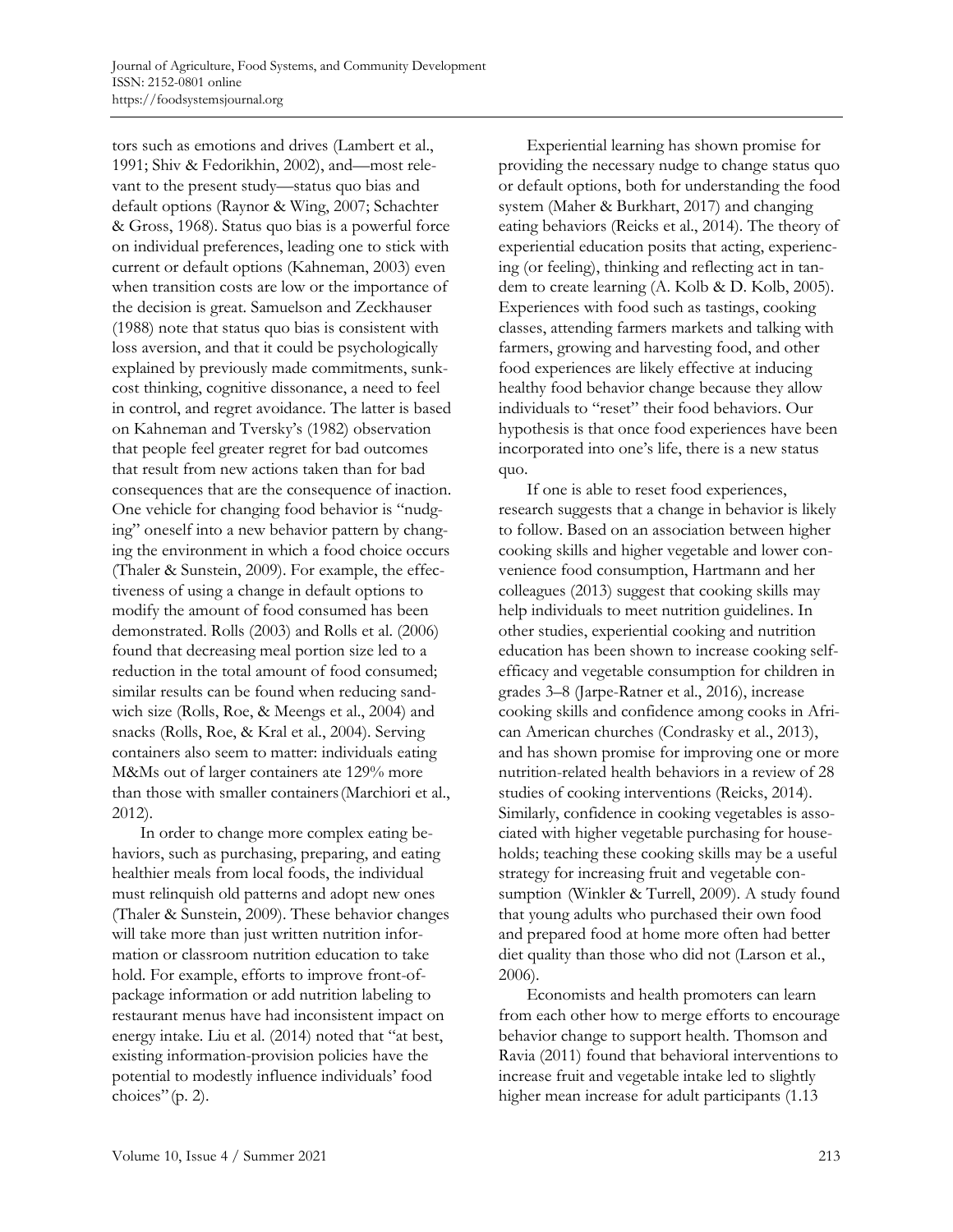tors such as emotions and drives (Lambert et al., 1991; Shiv & Fedorikhin, 2002), and—most relevant to the present study—status quo bias and default options (Raynor & Wing, 2007; Schachter & Gross, 1968). Status quo bias is a powerful force on individual preferences, leading one to stick with current or default options (Kahneman, 2003) even when transition costs are low or the importance of the decision is great. Samuelson and Zeckhauser (1988) note that status quo bias is consistent with loss aversion, and that it could be psychologically explained by previously made commitments, sunk-cost thinking, cognitive dissonance, a need to feel in control, and regret avoidance. The latter is based on Kahneman and Tversky's (1982) observation that people feel greater regret for bad outcomes that result from new actions taken than for bad consequences that are the consequence of inaction. One vehicle for changing food behavior is "nudging" oneself into a new behavior pattern by changing the environment in which a food choice occurs (Thaler & Sunstein, 2009). For example, the effectiveness of using a change in default options to modify the amount of food consumed has been demonstrated. Rolls (2003) and Rolls et al. (2006) found that decreasing meal portion size led to a reduction in the total amount of food consumed; similar results can be found when reducing sandwich size (Rolls, Roe, & Meengs et al., 2004) and snacks (Rolls, Roe, & Kral et al., 2004). Serving containers also seem to matter: individuals eating M&Ms out of larger containers ate 129% more than those with smaller containers (Marchiori et al., 2012).

In order to change more complex eating behaviors, such as purchasing, preparing, and eating healthier meals from local foods, the individual must relinquish old patterns and adopt new ones (Thaler & Sunstein, 2009). These behavior changes will take more than just written nutrition information or classroom nutrition education to take hold. For example, efforts to improve front-of-package information or add nutrition labeling to restaurant menus have had inconsistent impact on energy intake. Liu et al. (2014) noted that "at best, existing information-provision policies have the potential to modestly influence individuals' food choices" (p. 2).

Experiential learning has shown promise for providing the necessary nudge to change status quo or default options, both for understanding the food system (Maher & Burkhart, 2017) and changing eating behaviors (Reicks et al., 2014). The theory of experiential education posits that acting, experiencing (or feeling), thinking and reflecting act in tandem to create learning (A. Kolb & D. Kolb, 2005). Experiences with food such as tastings, cooking classes, attending farmers markets and talking with farmers, growing and harvesting food, and other food experiences are likely effective at inducing healthy food behavior change because they allow individuals to "reset" their food behaviors. Our hypothesis is that once food experiences have been incorporated into one's life, there is a new status quo.

If one is able to reset food experiences, research suggests that a change in behavior is likely to follow. Based on an association between higher cooking skills and higher vegetable and lower convenience food consumption, Hartmann and her colleagues (2013) suggest that cooking skills may help individuals to meet nutrition guidelines. In other studies, experiential cooking and nutrition education has been shown to increase cooking self-efficacy and vegetable consumption for children in grades 3–8 (Jarpe-Ratner et al., 2016), increase cooking skills and confidence among cooks in African American churches (Condrasky et al., 2013), and has shown promise for improving one or more nutrition-related health behaviors in a review of 28 studies of cooking interventions (Reicks, 2014). Similarly, confidence in cooking vegetables is associated with higher vegetable purchasing for households; teaching these cooking skills may be a useful strategy for increasing fruit and vegetable consumption (Winkler & Turrell, 2009). A study found that young adults who purchased their own food and prepared food at home more often had better diet quality than those who did not (Larson et al., 2006).

Economists and health promoters can learn from each other how to merge efforts to encourage behavior change to support health. Thomson and Ravia (2011) found that behavioral interventions to increase fruit and vegetable intake led to slightly higher mean increase for adult participants (1.13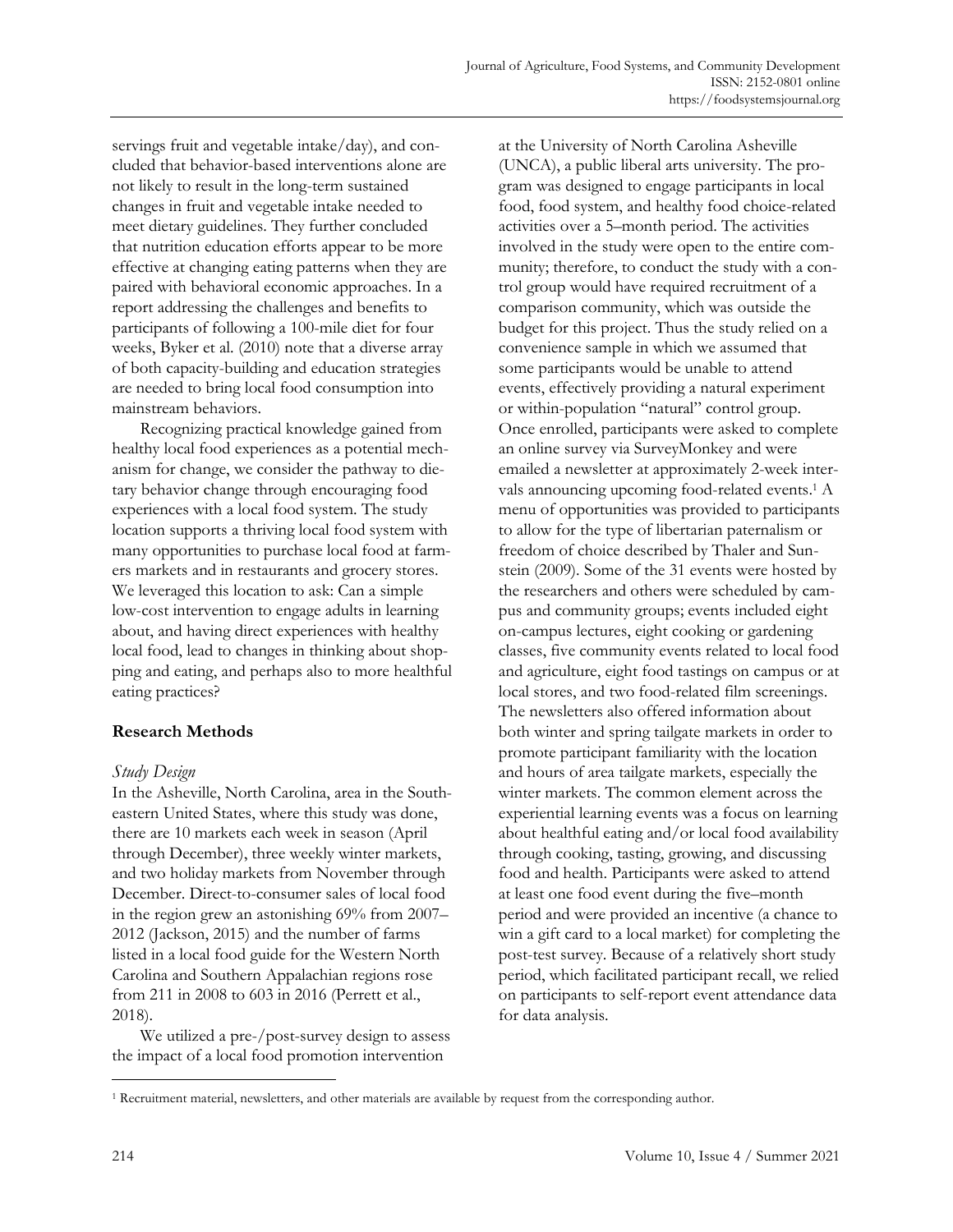servings fruit and vegetable intake/day), and concluded that behavior-based interventions alone are not likely to result in the long-term sustained changes in fruit and vegetable intake needed to meet dietary guidelines. They further concluded that nutrition education efforts appear to be more effective at changing eating patterns when they are paired with behavioral economic approaches. In a report addressing the challenges and benefits to participants of following a 100-mile diet for four weeks, Byker et al. (2010) note that a diverse array of both capacity-building and education strategies are needed to bring local food consumption into mainstream behaviors.

Recognizing practical knowledge gained from healthy local food experiences as a potential mechanism for change, we consider the pathway to dietary behavior change through encouraging food experiences with a local food system. The study location supports a thriving local food system with many opportunities to purchase local food at farmers markets and in restaurants and grocery stores. We leveraged this location to ask: Can a simple low-cost intervention to engage adults in learning about, and having direct experiences with healthy local food, lead to changes in thinking about shopping and eating, and perhaps also to more healthful eating practices?

## Research Methods

### *Study Design*

In the Asheville, North Carolina, area in the Southeastern United States, where this study was done, there are 10 markets each week in season (April through December), three weekly winter markets, and two holiday markets from November through December. Direct-to-consumer sales of local food in the region grew an astonishing 69% from 2007–2012 (Jackson, 2015) and the number of farms listed in a local food guide for the Western North Carolina and Southern Appalachian regions rose from 211 in 2008 to 603 in 2016 (Perrett et al., 2018).

We utilized a pre-/post-survey design to assess the impact of a local food promotion intervention at the University of North Carolina Asheville (UNCA), a public liberal arts university. The program was designed to engage participants in local food, food system, and healthy food choice-related activities over a 5–month period. The activities involved in the study were open to the entire community; therefore, to conduct the study with a control group would have required recruitment of a comparison community, which was outside the budget for this project. Thus the study relied on a convenience sample in which we assumed that some participants would be unable to attend events, effectively providing a natural experiment or within-population "natural" control group. Once enrolled, participants were asked to complete an online survey via SurveyMonkey and were emailed a newsletter at approximately 2-week intervals announcing upcoming food-related events.[1] A menu of opportunities was provided to participants to allow for the type of libertarian paternalism or freedom of choice described by Thaler and Sunstein (2009). Some of the 31 events were hosted by the researchers and others were scheduled by campus and community groups; events included eight on-campus lectures, eight cooking or gardening classes, five community events related to local food and agriculture, eight food tastings on campus or at local stores, and two food-related film screenings. The newsletters also offered information about both winter and spring tailgate markets in order to promote participant familiarity with the location and hours of area tailgate markets, especially the winter markets. The common element across the experiential learning events was a focus on learning about healthful eating and/or local food availability through cooking, tasting, growing, and discussing food and health. Participants were asked to attend at least one food event during the five–month period and were provided an incentive (a chance to win a gift card to a local market) for completing the post-test survey. Because of a relatively short study period, which facilitated participant recall, we relied on participants to self-report event attendance data for data analysis.

[1] Recruitment material, newsletters, and other materials are available by request from the corresponding author.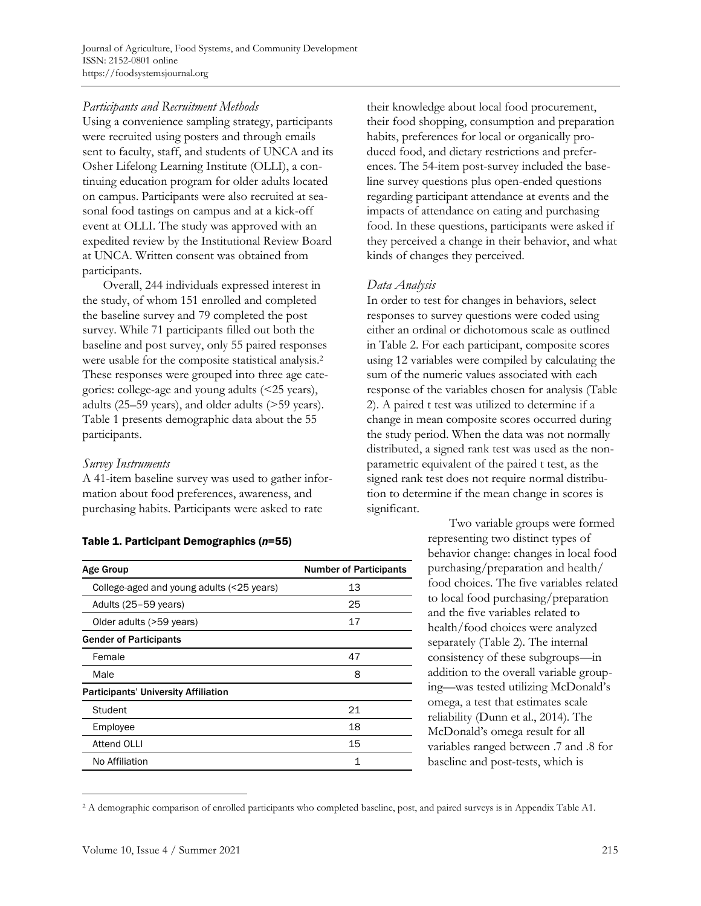### *Participants and Recruitment Methods*

Using a convenience sampling strategy, participants were recruited using posters and through emails sent to faculty, staff, and students of UNCA and its Osher Lifelong Learning Institute (OLLI), a continuing education program for older adults located on campus. Participants were also recruited at seasonal food tastings on campus and at a kick-off event at OLLI. The study was approved with an expedited review by the Institutional Review Board at UNCA. Written consent was obtained from participants.

Overall, 244 individuals expressed interest in the study, of whom 151 enrolled and completed the baseline survey and 79 completed the post survey. While 71 participants filled out both the baseline and post survey, only 55 paired responses were usable for the composite statistical analysis.[2] These responses were grouped into three age categories: college-age and young adults (<25 years), adults (25–59 years), and older adults (>59 years). Table 1 presents demographic data about the 55 participants.

### *Survey Instruments*

A 41-item baseline survey was used to gather information about food preferences, awareness, and purchasing habits. Participants were asked to rate their knowledge about local food procurement, their food shopping, consumption and preparation habits, preferences for local or organically produced food, and dietary restrictions and preferences. The 54-item post-survey included the baseline survey questions plus open-ended questions regarding participant attendance at events and the impacts of attendance on eating and purchasing food. In these questions, participants were asked if they perceived a change in their behavior, and what kinds of changes they perceived.

### *Data Analysis*

In order to test for changes in behaviors, select responses to survey questions were coded using either an ordinal or dichotomous scale as outlined in Table 2. For each participant, composite scores using 12 variables were compiled by calculating the sum of the numeric values associated with each response of the variables chosen for analysis (Table 2). A paired t test was utilized to determine if a change in mean composite scores occurred during the study period. When the data was not normally distributed, a signed rank test was used as the nonparametric equivalent of the paired t test, as the signed rank test does not require normal distribution to determine if the mean change in scores is significant.

Two variable groups were formed representing two distinct types of behavior change: changes in local food purchasing/preparation and health/food choices. The five variables related to local food purchasing/preparation and the five variables related to health/food choices were analyzed separately (Table 2). The internal consistency of these subgroups—in addition to the overall variable grouping—was tested utilizing McDonald's omega, a test that estimates scale reliability (Dunn et al., 2014). The McDonald's omega result for all variables ranged between .7 and .8 for baseline and post-tests, which is

**Table 1. Participant Demographics (*n*=55)**

| Age Group | Number of Participants |
|---|---|
| College-aged and young adults (<25 years) | 13 |
| Adults (25–59 years) | 25 |
| Older adults (>59 years) | 17 |
| **Gender of Participants** | |
| Female | 47 |
| Male | 8 |
| **Participants' University Affiliation** | |
| Student | 21 |
| Employee | 18 |
| Attend OLLI | 15 |
| No Affiliation | 1 |

[2] A demographic comparison of enrolled participants who completed baseline, post, and paired surveys is in Appendix Table A1.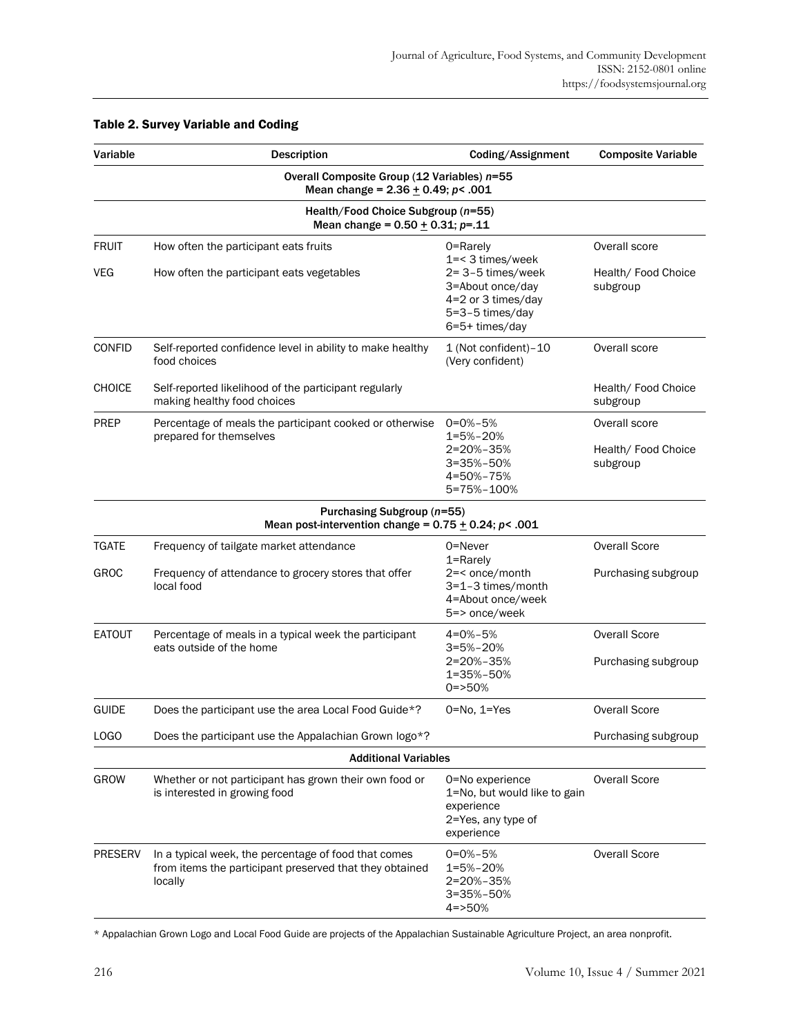**Table 2. Survey Variable and Coding**

| Variable | Description | Coding/Assignment | Composite Variable |
|---|---|---|---|
| | **Overall Composite Group (12 Variables) *n*=55 Mean change = 2.36 ± 0.49; *p*< .001** | | |
| | **Health/Food Choice Subgroup (*n*=55) Mean change = 0.50 ± 0.31; *p*=.11** | | |
| FRUIT | How often the participant eats fruits | 0=Rarely<br>1=< 3 times/week<br>2= 3–5 times/week<br>3=About once/day<br>4=2 or 3 times/day<br>5=3–5 times/day<br>6=5+ times/day | Overall score |
| VEG | How often the participant eats vegetables | | Health/ Food Choice subgroup |
| CONFID | Self-reported confidence level in ability to make healthy food choices | 1 (Not confident)–10 (Very confident) | Overall score |
| CHOICE | Self-reported likelihood of the participant regularly making healthy food choices | | Health/ Food Choice subgroup |
| PREP | Percentage of meals the participant cooked or otherwise prepared for themselves | 0=0%–5%<br>1=5%–20%<br>2=20%–35%<br>3=35%–50%<br>4=50%–75%<br>5=75%–100% | Overall score<br><br>Health/ Food Choice subgroup |
| | **Purchasing Subgroup (*n*=55) Mean post-intervention change = 0.75 ± 0.24; *p*< .001** | | |
| TGATE | Frequency of tailgate market attendance | 0=Never<br>1=Rarely<br>2=< once/month<br>3=1–3 times/month<br>4=About once/week<br>5=> once/week | Overall Score |
| GROC | Frequency of attendance to grocery stores that offer local food | | Purchasing subgroup |
| EATOUT | Percentage of meals in a typical week the participant eats outside of the home | 4=0%–5%<br>3=5%–20%<br>2=20%–35%<br>1=35%–50%<br>0=>50% | Overall Score<br><br>Purchasing subgroup |
| GUIDE | Does the participant use the area Local Food Guide*? | 0=No, 1=Yes | Overall Score |
| LOGO | Does the participant use the Appalachian Grown logo*? | | Purchasing subgroup |
| | **Additional Variables** | | |
| GROW | Whether or not participant has grown their own food or is interested in growing food | 0=No experience<br>1=No, but would like to gain experience<br>2=Yes, any type of experience | Overall Score |
| PRESERV | In a typical week, the percentage of food that comes from items the participant preserved that they obtained locally | 0=0%–5%<br>1=5%–20%<br>2=20%–35%<br>3=35%–50%<br>4=>50% | Overall Score |

* Appalachian Grown Logo and Local Food Guide are projects of the Appalachian Sustainable Agriculture Project, an area nonprofit.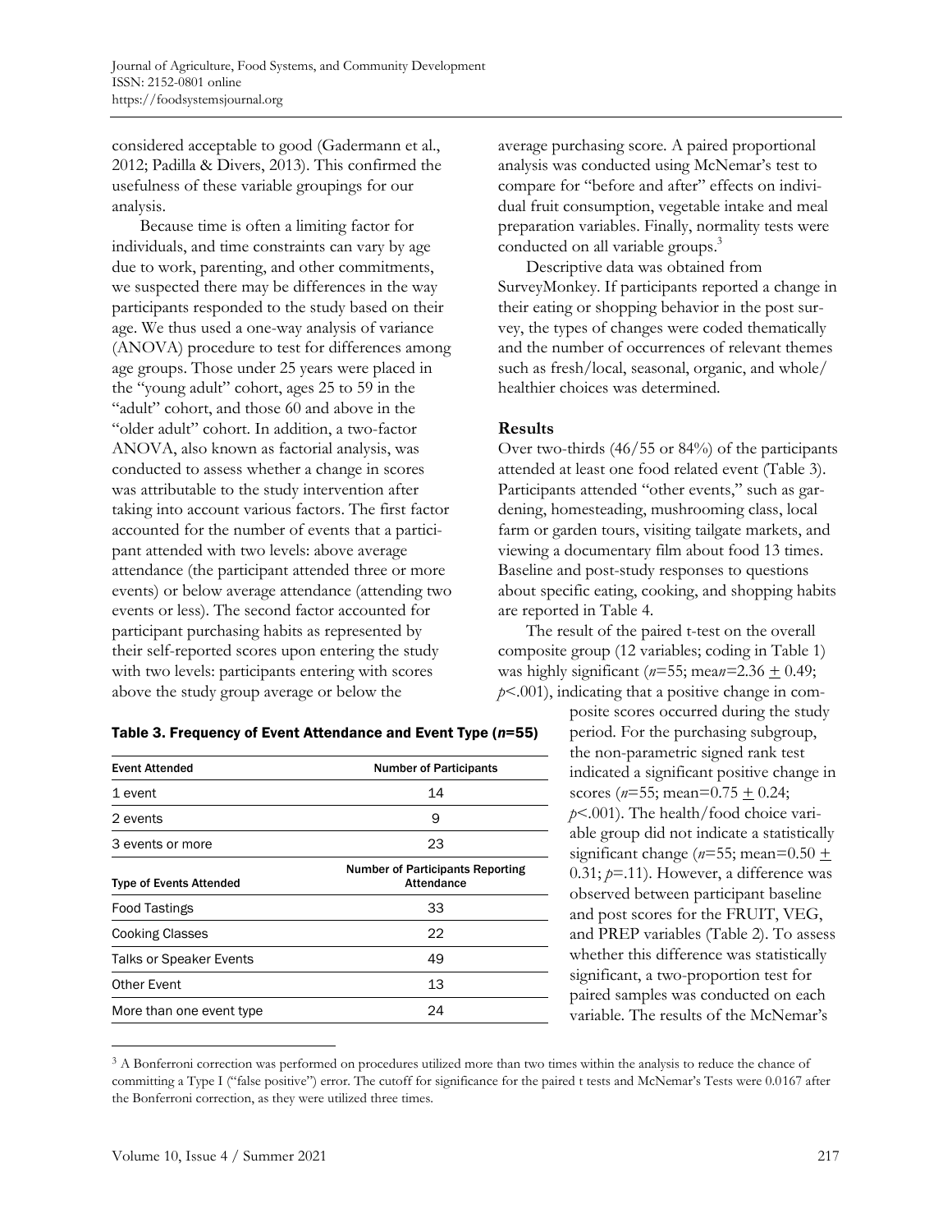considered acceptable to good (Gadermann et al., 2012; Padilla & Divers, 2013). This confirmed the usefulness of these variable groupings for our analysis.

Because time is often a limiting factor for individuals, and time constraints can vary by age due to work, parenting, and other commitments, we suspected there may be differences in the way participants responded to the study based on their age. We thus used a one-way analysis of variance (ANOVA) procedure to test for differences among age groups. Those under 25 years were placed in the "young adult" cohort, ages 25 to 59 in the "adult" cohort, and those 60 and above in the "older adult" cohort. In addition, a two-factor ANOVA, also known as factorial analysis, was conducted to assess whether a change in scores was attributable to the study intervention after taking into account various factors. The first factor accounted for the number of events that a participant attended with two levels: above average attendance (the participant attended three or more events) or below average attendance (attending two events or less). The second factor accounted for participant purchasing habits as represented by their self-reported scores upon entering the study with two levels: participants entering with scores above the study group average or below the average purchasing score. A paired proportional analysis was conducted using McNemar's test to compare for "before and after" effects on individual fruit consumption, vegetable intake and meal preparation variables. Finally, normality tests were conducted on all variable groups.[3]

Descriptive data was obtained from SurveyMonkey. If participants reported a change in their eating or shopping behavior in the post survey, the types of changes were coded thematically and the number of occurrences of relevant themes such as fresh/local, seasonal, organic, and whole/healthier choices was determined.

## Results

Over two-thirds (46/55 or 84%) of the participants attended at least one food related event (Table 3). Participants attended "other events," such as gardening, homesteading, mushrooming class, local farm or garden tours, visiting tailgate markets, and viewing a documentary film about food 13 times. Baseline and post-study responses to questions about specific eating, cooking, and shopping habits are reported in Table 4.

**Table 3. Frequency of Event Attendance and Event Type ($n$=55)**

| Event Attended | Number of Participants |
|---|---|
| 1 event | 14 |
| 2 events | 9 |
| 3 events or more | 23 |
| **Type of Events Attended** | **Number of Participants Reporting Attendance** |
| Food Tastings | 33 |
| Cooking Classes | 22 |
| Talks or Speaker Events | 49 |
| Other Event | 13 |
| More than one event type | 24 |

The result of the paired t-test on the overall composite group (12 variables; coding in Table 1) was highly significant ($n$=55; mean=2.36 ± 0.49; $p$<.001), indicating that a positive change in composite scores occurred during the study period. For the purchasing subgroup, the non-parametric signed rank test indicated a significant positive change in scores ($n$=55; mean=0.75 ± 0.24; $p$<.001). The health/food choice variable group did not indicate a statistically significant change ($n$=55; mean=0.50 ± 0.31; $p$=.11). However, a difference was observed between participant baseline and post scores for the FRUIT, VEG, and PREP variables (Table 2). To assess whether this difference was statistically significant, a two-proportion test for paired samples was conducted on each variable. The results of the McNemar's

[3] A Bonferroni correction was performed on procedures utilized more than two times within the analysis to reduce the chance of committing a Type I ("false positive") error. The cutoff for significance for the paired t tests and McNemar's Tests were 0.0167 after the Bonferroni correction, as they were utilized three times.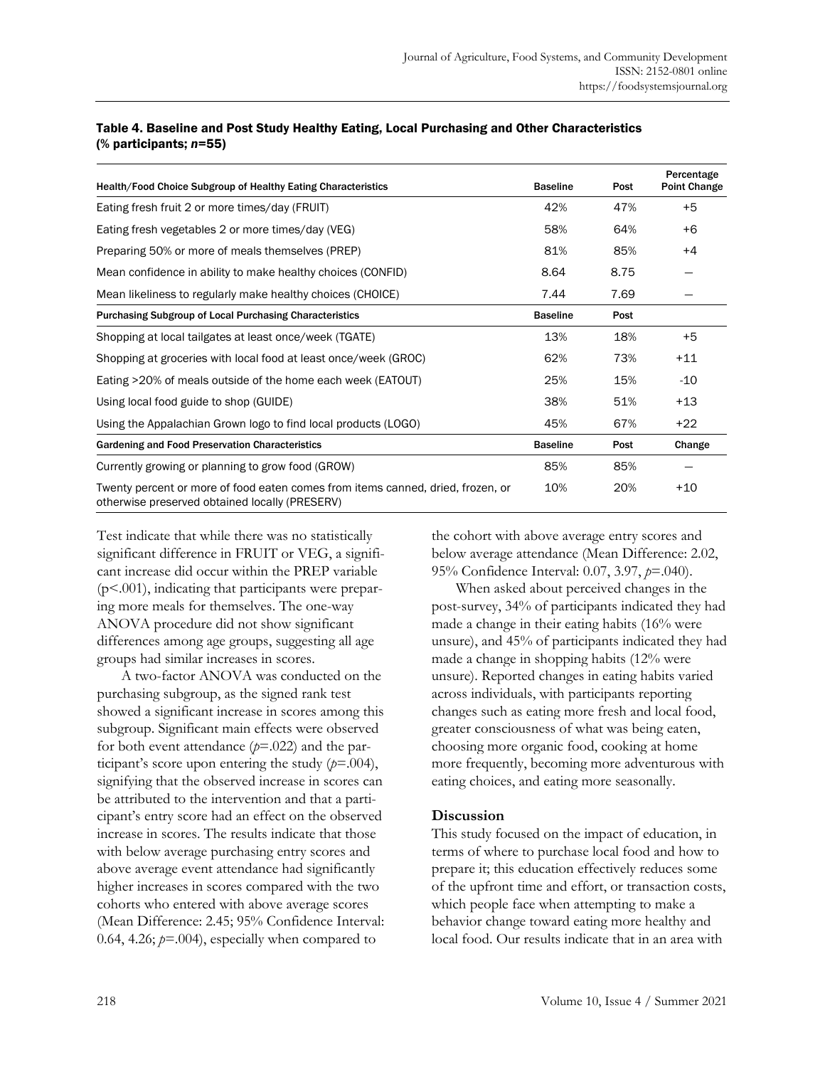**Table 4. Baseline and Post Study Healthy Eating, Local Purchasing and Other Characteristics (% participants; *n*=55)**

| Health/Food Choice Subgroup of Healthy Eating Characteristics | Baseline | Post | Percentage Point Change |
|---|---|---|---|
| Eating fresh fruit 2 or more times/day (FRUIT) | 42% | 47% | +5 |
| Eating fresh vegetables 2 or more times/day (VEG) | 58% | 64% | +6 |
| Preparing 50% or more of meals themselves (PREP) | 81% | 85% | +4 |
| Mean confidence in ability to make healthy choices (CONFID) | 8.64 | 8.75 | — |
| Mean likeliness to regularly make healthy choices (CHOICE) | 7.44 | 7.69 | — |
| **Purchasing Subgroup of Local Purchasing Characteristics** | **Baseline** | **Post** | |
| Shopping at local tailgates at least once/week (TGATE) | 13% | 18% | +5 |
| Shopping at groceries with local food at least once/week (GROC) | 62% | 73% | +11 |
| Eating >20% of meals outside of the home each week (EATOUT) | 25% | 15% | -10 |
| Using local food guide to shop (GUIDE) | 38% | 51% | +13 |
| Using the Appalachian Grown logo to find local products (LOGO) | 45% | 67% | +22 |
| **Gardening and Food Preservation Characteristics** | **Baseline** | **Post** | **Change** |
| Currently growing or planning to grow food (GROW) | 85% | 85% | — |
| Twenty percent or more of food eaten comes from items canned, dried, frozen, or otherwise preserved obtained locally (PRESERV) | 10% | 20% | +10 |

Test indicate that while there was no statistically significant difference in FRUIT or VEG, a significant increase did occur within the PREP variable ($p<.001$), indicating that participants were preparing more meals for themselves. The one-way ANOVA procedure did not show significant differences among age groups, suggesting all age groups had similar increases in scores.

A two-factor ANOVA was conducted on the purchasing subgroup, as the signed rank test showed a significant increase in scores among this subgroup. Significant main effects were observed for both event attendance ($p=.022$) and the participant's score upon entering the study ($p=.004$), signifying that the observed increase in scores can be attributed to the intervention and that a participant's entry score had an effect on the observed increase in scores. The results indicate that those with below average purchasing entry scores and above average event attendance had significantly higher increases in scores compared with the two cohorts who entered with above average scores (Mean Difference: 2.45; 95% Confidence Interval: 0.64, 4.26; $p=.004$), especially when compared to the cohort with above average entry scores and below average attendance (Mean Difference: 2.02, 95% Confidence Interval: 0.07, 3.97, $p=.040$).

When asked about perceived changes in the post-survey, 34% of participants indicated they had made a change in their eating habits (16% were unsure), and 45% of participants indicated they had made a change in shopping habits (12% were unsure). Reported changes in eating habits varied across individuals, with participants reporting changes such as eating more fresh and local food, greater consciousness of what was being eaten, choosing more organic food, cooking at home more frequently, becoming more adventurous with eating choices, and eating more seasonally.

## Discussion

This study focused on the impact of education, in terms of where to purchase local food and how to prepare it; this education effectively reduces some of the upfront time and effort, or transaction costs, which people face when attempting to make a behavior change toward eating more healthy and local food. Our results indicate that in an area with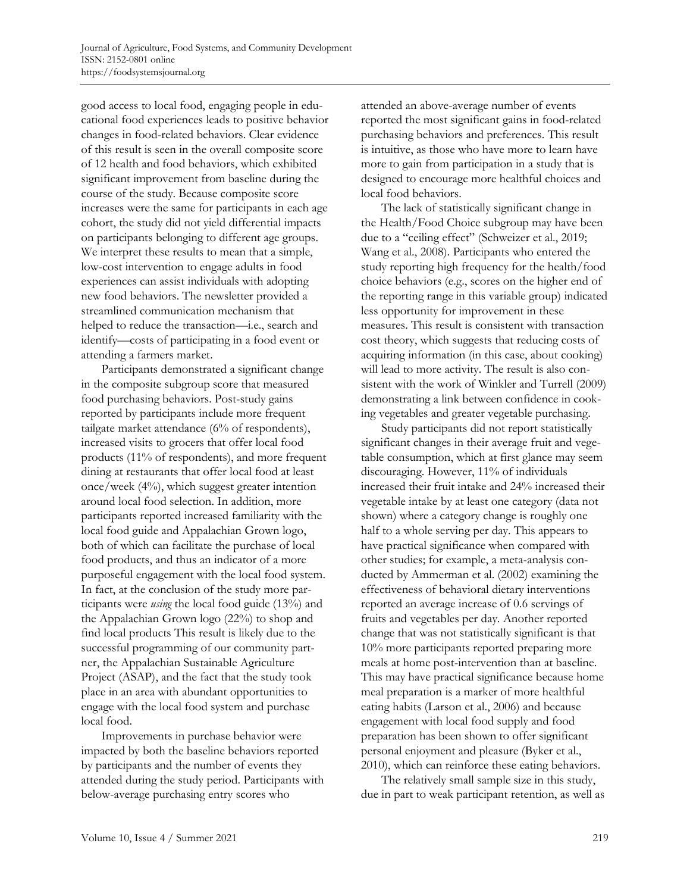good access to local food, engaging people in educational food experiences leads to positive behavior changes in food-related behaviors. Clear evidence of this result is seen in the overall composite score of 12 health and food behaviors, which exhibited significant improvement from baseline during the course of the study. Because composite score increases were the same for participants in each age cohort, the study did not yield differential impacts on participants belonging to different age groups. We interpret these results to mean that a simple, low-cost intervention to engage adults in food experiences can assist individuals with adopting new food behaviors. The newsletter provided a streamlined communication mechanism that helped to reduce the transaction—i.e., search and identify—costs of participating in a food event or attending a farmers market.

Participants demonstrated a significant change in the composite subgroup score that measured food purchasing behaviors. Post-study gains reported by participants include more frequent tailgate market attendance (6% of respondents), increased visits to grocers that offer local food products (11% of respondents), and more frequent dining at restaurants that offer local food at least once/week (4%), which suggest greater intention around local food selection. In addition, more participants reported increased familiarity with the local food guide and Appalachian Grown logo, both of which can facilitate the purchase of local food products, and thus an indicator of a more purposeful engagement with the local food system. In fact, at the conclusion of the study more participants were *using* the local food guide (13%) and the Appalachian Grown logo (22%) to shop and find local products This result is likely due to the successful programming of our community partner, the Appalachian Sustainable Agriculture Project (ASAP), and the fact that the study took place in an area with abundant opportunities to engage with the local food system and purchase local food.

Improvements in purchase behavior were impacted by both the baseline behaviors reported by participants and the number of events they attended during the study period. Participants with below-average purchasing entry scores who attended an above-average number of events reported the most significant gains in food-related purchasing behaviors and preferences. This result is intuitive, as those who have more to learn have more to gain from participation in a study that is designed to encourage more healthful choices and local food behaviors.

The lack of statistically significant change in the Health/Food Choice subgroup may have been due to a "ceiling effect" (Schweizer et al., 2019; Wang et al., 2008). Participants who entered the study reporting high frequency for the health/food choice behaviors (e.g., scores on the higher end of the reporting range in this variable group) indicated less opportunity for improvement in these measures. This result is consistent with transaction cost theory, which suggests that reducing costs of acquiring information (in this case, about cooking) will lead to more activity. The result is also consistent with the work of Winkler and Turrell (2009) demonstrating a link between confidence in cooking vegetables and greater vegetable purchasing.

Study participants did not report statistically significant changes in their average fruit and vegetable consumption, which at first glance may seem discouraging. However, 11% of individuals increased their fruit intake and 24% increased their vegetable intake by at least one category (data not shown) where a category change is roughly one half to a whole serving per day. This appears to have practical significance when compared with other studies; for example, a meta-analysis conducted by Ammerman et al. (2002) examining the effectiveness of behavioral dietary interventions reported an average increase of 0.6 servings of fruits and vegetables per day. Another reported change that was not statistically significant is that 10% more participants reported preparing more meals at home post-intervention than at baseline. This may have practical significance because home meal preparation is a marker of more healthful eating habits (Larson et al., 2006) and because engagement with local food supply and food preparation has been shown to offer significant personal enjoyment and pleasure (Byker et al., 2010), which can reinforce these eating behaviors.

The relatively small sample size in this study, due in part to weak participant retention, as well as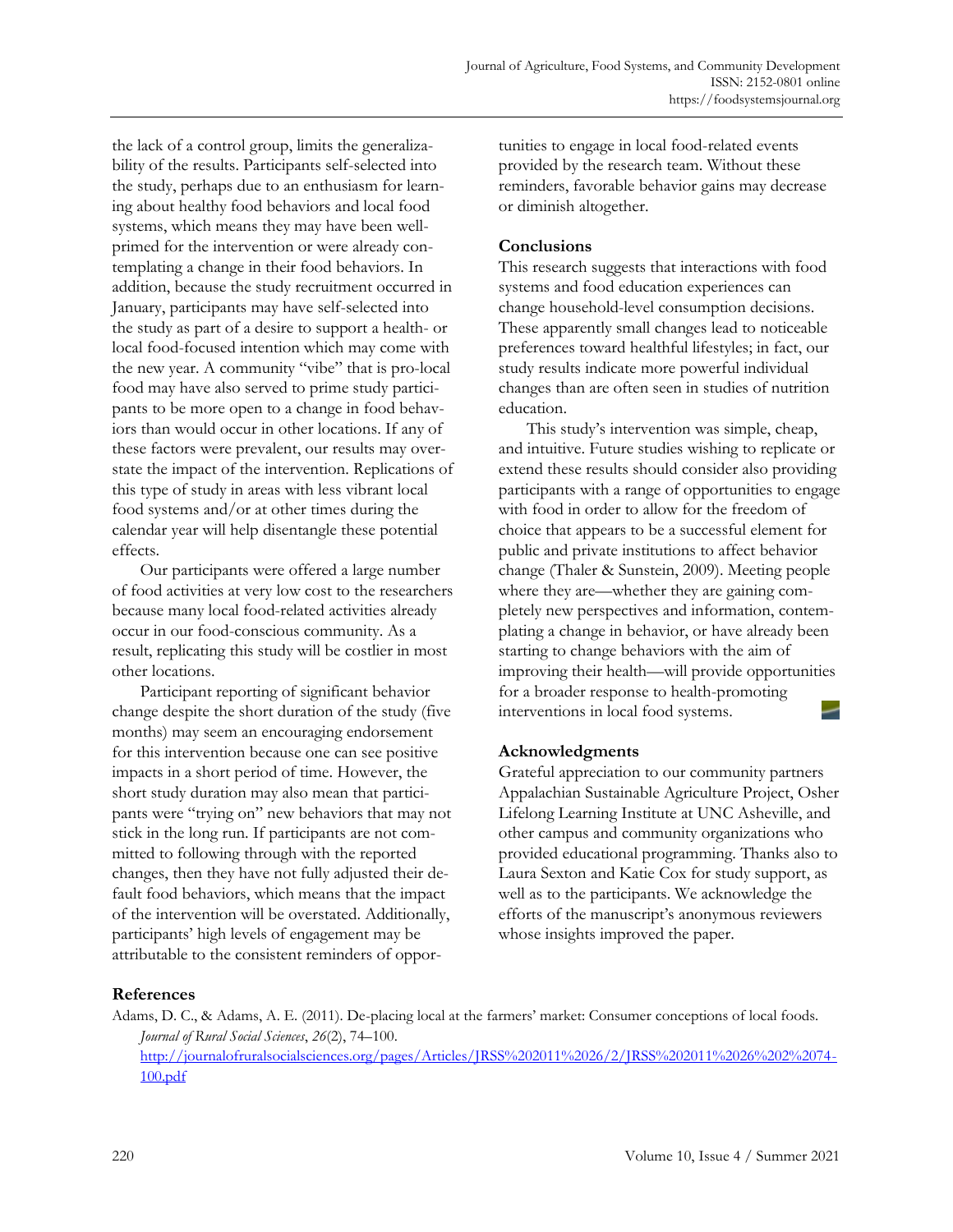the lack of a control group, limits the generalizability of the results. Participants self-selected into the study, perhaps due to an enthusiasm for learning about healthy food behaviors and local food systems, which means they may have been well-primed for the intervention or were already contemplating a change in their food behaviors. In addition, because the study recruitment occurred in January, participants may have self-selected into the study as part of a desire to support a health- or local food-focused intention which may come with the new year. A community "vibe" that is pro-local food may have also served to prime study participants to be more open to a change in food behaviors than would occur in other locations. If any of these factors were prevalent, our results may overstate the impact of the intervention. Replications of this type of study in areas with less vibrant local food systems and/or at other times during the calendar year will help disentangle these potential effects.

Our participants were offered a large number of food activities at very low cost to the researchers because many local food-related activities already occur in our food-conscious community. As a result, replicating this study will be costlier in most other locations.

Participant reporting of significant behavior change despite the short duration of the study (five months) may seem an encouraging endorsement for this intervention because one can see positive impacts in a short period of time. However, the short study duration may also mean that participants were "trying on" new behaviors that may not stick in the long run. If participants are not committed to following through with the reported changes, then they have not fully adjusted their default food behaviors, which means that the impact of the intervention will be overstated. Additionally, participants' high levels of engagement may be attributable to the consistent reminders of opportunities to engage in local food-related events provided by the research team. Without these reminders, favorable behavior gains may decrease or diminish altogether.

## Conclusions

This research suggests that interactions with food systems and food education experiences can change household-level consumption decisions. These apparently small changes lead to noticeable preferences toward healthful lifestyles; in fact, our study results indicate more powerful individual changes than are often seen in studies of nutrition education.

This study's intervention was simple, cheap, and intuitive. Future studies wishing to replicate or extend these results should consider also providing participants with a range of opportunities to engage with food in order to allow for the freedom of choice that appears to be a successful element for public and private institutions to affect behavior change (Thaler & Sunstein, 2009). Meeting people where they are—whether they are gaining completely new perspectives and information, contemplating a change in behavior, or have already been starting to change behaviors with the aim of improving their health—will provide opportunities for a broader response to health-promoting interventions in local food systems.

## Acknowledgments

Grateful appreciation to our community partners Appalachian Sustainable Agriculture Project, Osher Lifelong Learning Institute at UNC Asheville, and other campus and community organizations who provided educational programming. Thanks also to Laura Sexton and Katie Cox for study support, as well as to the participants. We acknowledge the efforts of the manuscript's anonymous reviewers whose insights improved the paper.

## References

Adams, D. C., & Adams, A. E. (2011). De-placing local at the farmers' market: Consumer conceptions of local foods. *Journal of Rural Social Sciences*, *26*(2), 74–100. http://journalofruralsocialsciences.org/pages/Articles/JRSS%202011%2026/2/JRSS%202011%2026%202%2074-100.pdf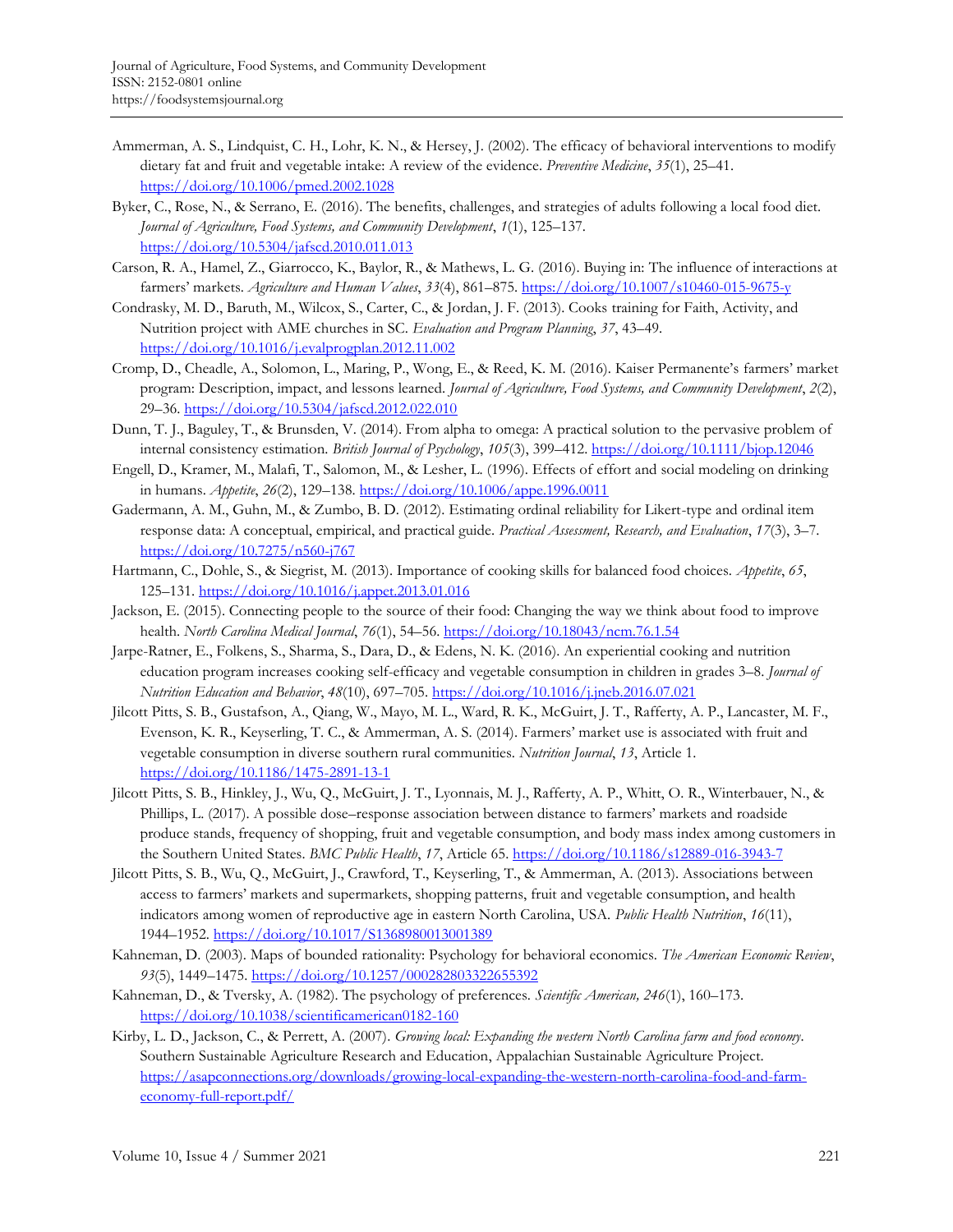Ammerman, A. S., Lindquist, C. H., Lohr, K. N., & Hersey, J. (2002). The efficacy of behavioral interventions to modify dietary fat and fruit and vegetable intake: A review of the evidence. *Preventive Medicine*, *35*(1), 25–41. https://doi.org/10.1006/pmed.2002.1028

Byker, C., Rose, N., & Serrano, E. (2016). The benefits, challenges, and strategies of adults following a local food diet. *Journal of Agriculture, Food Systems, and Community Development*, *1*(1), 125–137. https://doi.org/10.5304/jafscd.2010.011.013

Carson, R. A., Hamel, Z., Giarrocco, K., Baylor, R., & Mathews, L. G. (2016). Buying in: The influence of interactions at farmers' markets. *Agriculture and Human Values*, *33*(4), 861–875. https://doi.org/10.1007/s10460-015-9675-y

Condrasky, M. D., Baruth, M., Wilcox, S., Carter, C., & Jordan, J. F. (2013). Cooks training for Faith, Activity, and Nutrition project with AME churches in SC. *Evaluation and Program Planning*, *37*, 43–49. https://doi.org/10.1016/j.evalprogplan.2012.11.002

Cromp, D., Cheadle, A., Solomon, L., Maring, P., Wong, E., & Reed, K. M. (2016). Kaiser Permanente's farmers' market program: Description, impact, and lessons learned. *Journal of Agriculture, Food Systems, and Community Development*, *2*(2), 29–36. https://doi.org/10.5304/jafscd.2012.022.010

Dunn, T. J., Baguley, T., & Brunsden, V. (2014). From alpha to omega: A practical solution to the pervasive problem of internal consistency estimation. *British Journal of Psychology*, *105*(3), 399–412. https://doi.org/10.1111/bjop.12046

Engell, D., Kramer, M., Malafi, T., Salomon, M., & Lesher, L. (1996). Effects of effort and social modeling on drinking in humans. *Appetite*, *26*(2), 129–138. https://doi.org/10.1006/appe.1996.0011

Gadermann, A. M., Guhn, M., & Zumbo, B. D. (2012). Estimating ordinal reliability for Likert-type and ordinal item response data: A conceptual, empirical, and practical guide. *Practical Assessment, Research, and Evaluation*, *17*(3), 3–7. https://doi.org/10.7275/n560-j767

Hartmann, C., Dohle, S., & Siegrist, M. (2013). Importance of cooking skills for balanced food choices. *Appetite*, *65*, 125–131. https://doi.org/10.1016/j.appet.2013.01.016

Jackson, E. (2015). Connecting people to the source of their food: Changing the way we think about food to improve health. *North Carolina Medical Journal*, *76*(1), 54–56. https://doi.org/10.18043/ncm.76.1.54

Jarpe-Ratner, E., Folkens, S., Sharma, S., Dara, D., & Edens, N. K. (2016). An experiential cooking and nutrition education program increases cooking self-efficacy and vegetable consumption in children in grades 3–8. *Journal of Nutrition Education and Behavior*, *48*(10), 697–705. https://doi.org/10.1016/j.jneb.2016.07.021

Jilcott Pitts, S. B., Gustafson, A., Qiang, W., Mayo, M. L., Ward, R. K., McGuirt, J. T., Rafferty, A. P., Lancaster, M. F., Evenson, K. R., Keyserling, T. C., & Ammerman, A. S. (2014). Farmers' market use is associated with fruit and vegetable consumption in diverse southern rural communities. *Nutrition Journal*, *13*, Article 1. https://doi.org/10.1186/1475-2891-13-1

Jilcott Pitts, S. B., Hinkley, J., Wu, Q., McGuirt, J. T., Lyonnais, M. J., Rafferty, A. P., Whitt, O. R., Winterbauer, N., & Phillips, L. (2017). A possible dose–response association between distance to farmers' markets and roadside produce stands, frequency of shopping, fruit and vegetable consumption, and body mass index among customers in the Southern United States. *BMC Public Health*, *17*, Article 65. https://doi.org/10.1186/s12889-016-3943-7

Jilcott Pitts, S. B., Wu, Q., McGuirt, J., Crawford, T., Keyserling, T., & Ammerman, A. (2013). Associations between access to farmers' markets and supermarkets, shopping patterns, fruit and vegetable consumption, and health indicators among women of reproductive age in eastern North Carolina, USA. *Public Health Nutrition*, *16*(11), 1944–1952. https://doi.org/10.1017/S1368980013001389

Kahneman, D. (2003). Maps of bounded rationality: Psychology for behavioral economics. *The American Economic Review*, *93*(5), 1449–1475. https://doi.org/10.1257/000282803322655392

Kahneman, D., & Tversky, A. (1982). The psychology of preferences. *Scientific American, 246*(1), 160–173. https://doi.org/10.1038/scientificamerican0182-160

Kirby, L. D., Jackson, C., & Perrett, A. (2007). *Growing local: Expanding the western North Carolina farm and food economy*. Southern Sustainable Agriculture Research and Education, Appalachian Sustainable Agriculture Project. https://asapconnections.org/downloads/growing-local-expanding-the-western-north-carolina-food-and-farm-economy-full-report.pdf/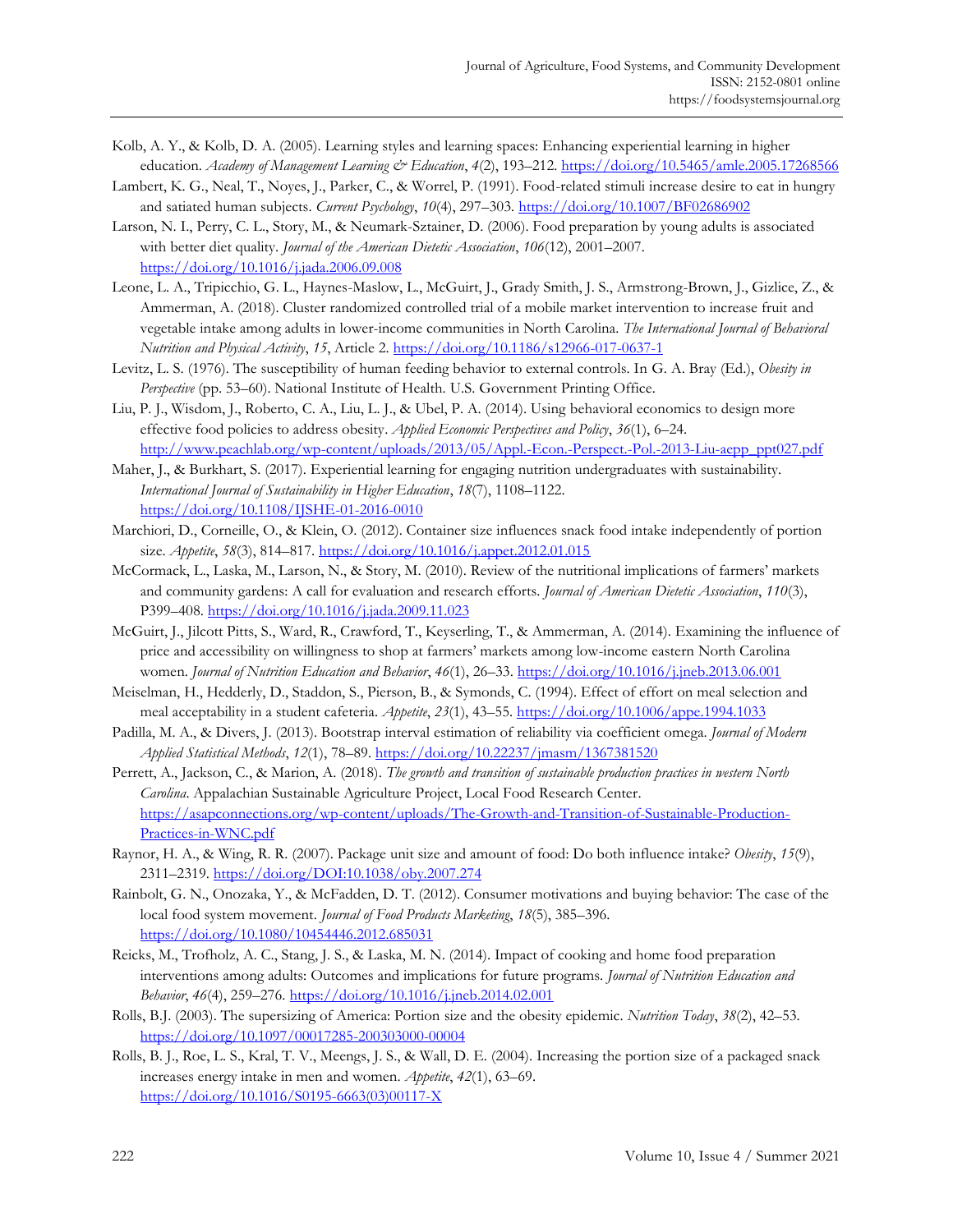Kolb, A. Y., & Kolb, D. A. (2005). Learning styles and learning spaces: Enhancing experiential learning in higher education. *Academy of Management Learning & Education*, *4*(2), 193–212. https://doi.org/10.5465/amle.2005.17268566

Lambert, K. G., Neal, T., Noyes, J., Parker, C., & Worrel, P. (1991). Food-related stimuli increase desire to eat in hungry and satiated human subjects. *Current Psychology*, *10*(4), 297–303. https://doi.org/10.1007/BF02686902

Larson, N. I., Perry, C. L., Story, M., & Neumark-Sztainer, D. (2006). Food preparation by young adults is associated with better diet quality. *Journal of the American Dietetic Association*, *106*(12), 2001–2007. https://doi.org/10.1016/j.jada.2006.09.008

Leone, L. A., Tripicchio, G. L., Haynes-Maslow, L., McGuirt, J., Grady Smith, J. S., Armstrong-Brown, J., Gizlice, Z., & Ammerman, A. (2018). Cluster randomized controlled trial of a mobile market intervention to increase fruit and vegetable intake among adults in lower-income communities in North Carolina. *The International Journal of Behavioral Nutrition and Physical Activity*, *15*, Article 2. https://doi.org/10.1186/s12966-017-0637-1

Levitz, L. S. (1976). The susceptibility of human feeding behavior to external controls. In G. A. Bray (Ed.), *Obesity in Perspective* (pp. 53–60). National Institute of Health. U.S. Government Printing Office.

Liu, P. J., Wisdom, J., Roberto, C. A., Liu, L. J., & Ubel, P. A. (2014). Using behavioral economics to design more effective food policies to address obesity. *Applied Economic Perspectives and Policy*, *36*(1), 6–24. http://www.peachlab.org/wp-content/uploads/2013/05/Appl.-Econ.-Perspect.-Pol.-2013-Liu-aepp_ppt027.pdf

Maher, J., & Burkhart, S. (2017). Experiential learning for engaging nutrition undergraduates with sustainability. *International Journal of Sustainability in Higher Education*, *18*(7), 1108–1122. https://doi.org/10.1108/IJSHE-01-2016-0010

Marchiori, D., Corneille, O., & Klein, O. (2012). Container size influences snack food intake independently of portion size. *Appetite*, *58*(3), 814–817. https://doi.org/10.1016/j.appet.2012.01.015

McCormack, L., Laska, M., Larson, N., & Story, M. (2010). Review of the nutritional implications of farmers' markets and community gardens: A call for evaluation and research efforts. *Journal of American Dietetic Association*, *110*(3), P399–408. https://doi.org/10.1016/j.jada.2009.11.023

McGuirt, J., Jilcott Pitts, S., Ward, R., Crawford, T., Keyserling, T., & Ammerman, A. (2014). Examining the influence of price and accessibility on willingness to shop at farmers' markets among low-income eastern North Carolina women. *Journal of Nutrition Education and Behavior*, *46*(1), 26–33. https://doi.org/10.1016/j.jneb.2013.06.001

Meiselman, H., Hedderly, D., Staddon, S., Pierson, B., & Symonds, C. (1994). Effect of effort on meal selection and meal acceptability in a student cafeteria. *Appetite*, *23*(1), 43–55. https://doi.org/10.1006/appe.1994.1033

Padilla, M. A., & Divers, J. (2013). Bootstrap interval estimation of reliability via coefficient omega. *Journal of Modern Applied Statistical Methods*, *12*(1), 78–89. https://doi.org/10.22237/jmasm/1367381520

Perrett, A., Jackson, C., & Marion, A. (2018). *The growth and transition of sustainable production practices in western North Carolina*. Appalachian Sustainable Agriculture Project, Local Food Research Center. https://asapconnections.org/wp-content/uploads/The-Growth-and-Transition-of-Sustainable-Production-Practices-in-WNC.pdf

Raynor, H. A., & Wing, R. R. (2007). Package unit size and amount of food: Do both influence intake? *Obesity*, *15*(9), 2311–2319. https://doi.org/DOI:10.1038/oby.2007.274

Rainbolt, G. N., Onozaka, Y., & McFadden, D. T. (2012). Consumer motivations and buying behavior: The case of the local food system movement. *Journal of Food Products Marketing*, *18*(5), 385–396. https://doi.org/10.1080/10454446.2012.685031

Reicks, M., Trofholz, A. C., Stang, J. S., & Laska, M. N. (2014). Impact of cooking and home food preparation interventions among adults: Outcomes and implications for future programs. *Journal of Nutrition Education and Behavior*, *46*(4), 259–276. https://doi.org/10.1016/j.jneb.2014.02.001

Rolls, B.J. (2003). The supersizing of America: Portion size and the obesity epidemic. *Nutrition Today*, *38*(2), 42–53. https://doi.org/10.1097/00017285-200303000-00004

Rolls, B. J., Roe, L. S., Kral, T. V., Meengs, J. S., & Wall, D. E. (2004). Increasing the portion size of a packaged snack increases energy intake in men and women. *Appetite*, *42*(1), 63–69. https://doi.org/10.1016/S0195-6663(03)00117-X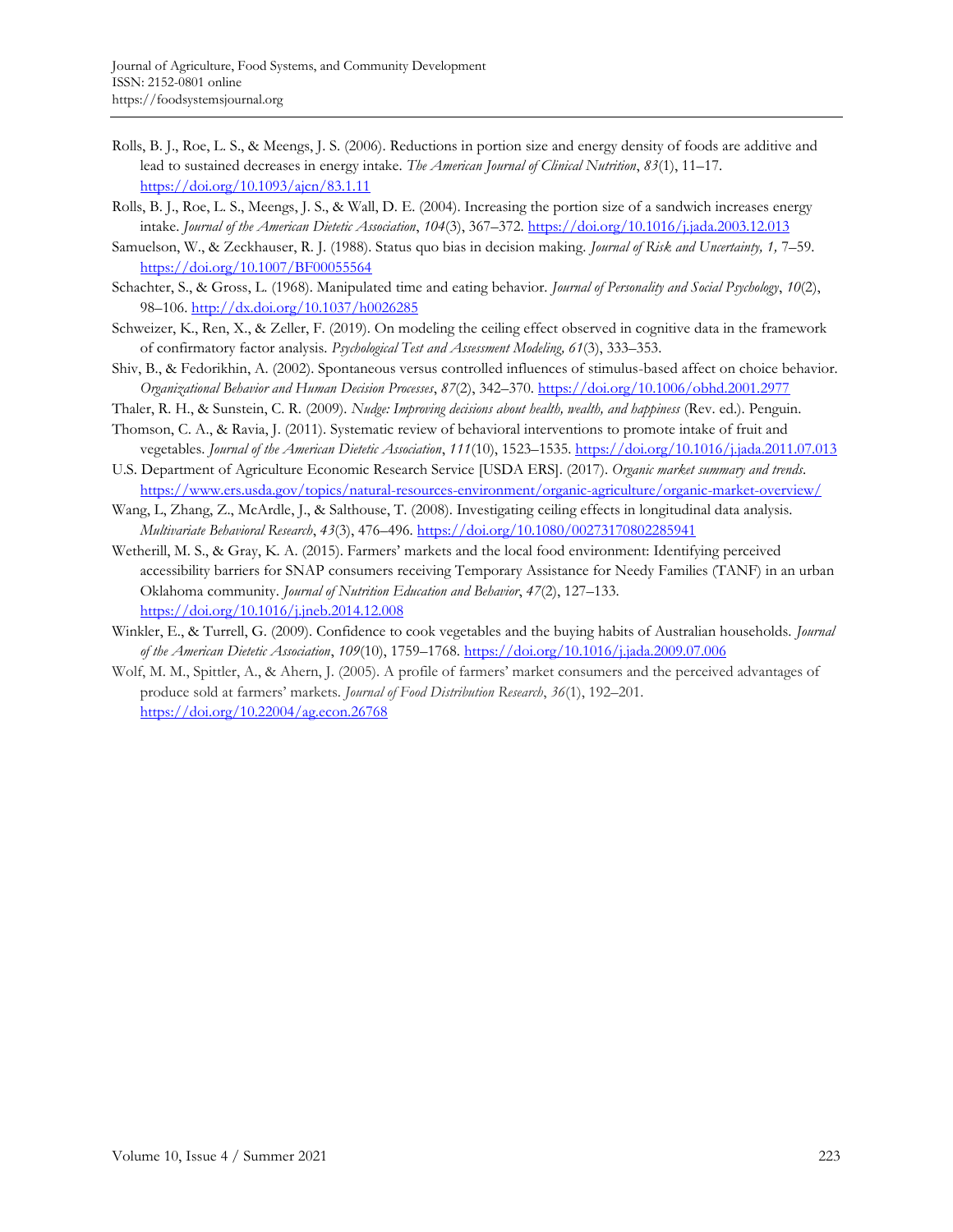Rolls, B. J., Roe, L. S., & Meengs, J. S. (2006). Reductions in portion size and energy density of foods are additive and lead to sustained decreases in energy intake. *The American Journal of Clinical Nutrition*, *83*(1), 11–17. https://doi.org/10.1093/ajcn/83.1.11

Rolls, B. J., Roe, L. S., Meengs, J. S., & Wall, D. E. (2004). Increasing the portion size of a sandwich increases energy intake. *Journal of the American Dietetic Association*, *104*(3), 367–372. https://doi.org/10.1016/j.jada.2003.12.013

Samuelson, W., & Zeckhauser, R. J. (1988). Status quo bias in decision making. *Journal of Risk and Uncertainty, 1,* 7–59. https://doi.org/10.1007/BF00055564

Schachter, S., & Gross, L. (1968). Manipulated time and eating behavior. *Journal of Personality and Social Psychology*, *10*(2), 98–106. http://dx.doi.org/10.1037/h0026285

Schweizer, K., Ren, X., & Zeller, F. (2019). On modeling the ceiling effect observed in cognitive data in the framework of confirmatory factor analysis. *Psychological Test and Assessment Modeling, 61*(3), 333–353.

Shiv, B., & Fedorikhin, A. (2002). Spontaneous versus controlled influences of stimulus-based affect on choice behavior. *Organizational Behavior and Human Decision Processes*, *87*(2), 342–370. https://doi.org/10.1006/obhd.2001.2977

Thaler, R. H., & Sunstein, C. R. (2009). *Nudge: Improving decisions about health, wealth, and happiness* (Rev. ed.). Penguin.

Thomson, C. A., & Ravia, J. (2011). Systematic review of behavioral interventions to promote intake of fruit and vegetables. *Journal of the American Dietetic Association*, *111*(10), 1523–1535. https://doi.org/10.1016/j.jada.2011.07.013

U.S. Department of Agriculture Economic Research Service [USDA ERS]. (2017). *Organic market summary and trends*. https://www.ers.usda.gov/topics/natural-resources-environment/organic-agriculture/organic-market-overview/

Wang, L, Zhang, Z., McArdle, J., & Salthouse, T. (2008). Investigating ceiling effects in longitudinal data analysis. *Multivariate Behavioral Research*, *43*(3), 476–496. https://doi.org/10.1080/00273170802285941

Wetherill, M. S., & Gray, K. A. (2015). Farmers' markets and the local food environment: Identifying perceived accessibility barriers for SNAP consumers receiving Temporary Assistance for Needy Families (TANF) in an urban Oklahoma community. *Journal of Nutrition Education and Behavior*, *47*(2), 127–133. https://doi.org/10.1016/j.jneb.2014.12.008

Winkler, E., & Turrell, G. (2009). Confidence to cook vegetables and the buying habits of Australian households. *Journal of the American Dietetic Association*, *109*(10), 1759–1768. https://doi.org/10.1016/j.jada.2009.07.006

Wolf, M. M., Spittler, A., & Ahern, J. (2005). A profile of farmers' market consumers and the perceived advantages of produce sold at farmers' markets. *Journal of Food Distribution Research*, *36*(1), 192–201. https://doi.org/10.22004/ag.econ.26768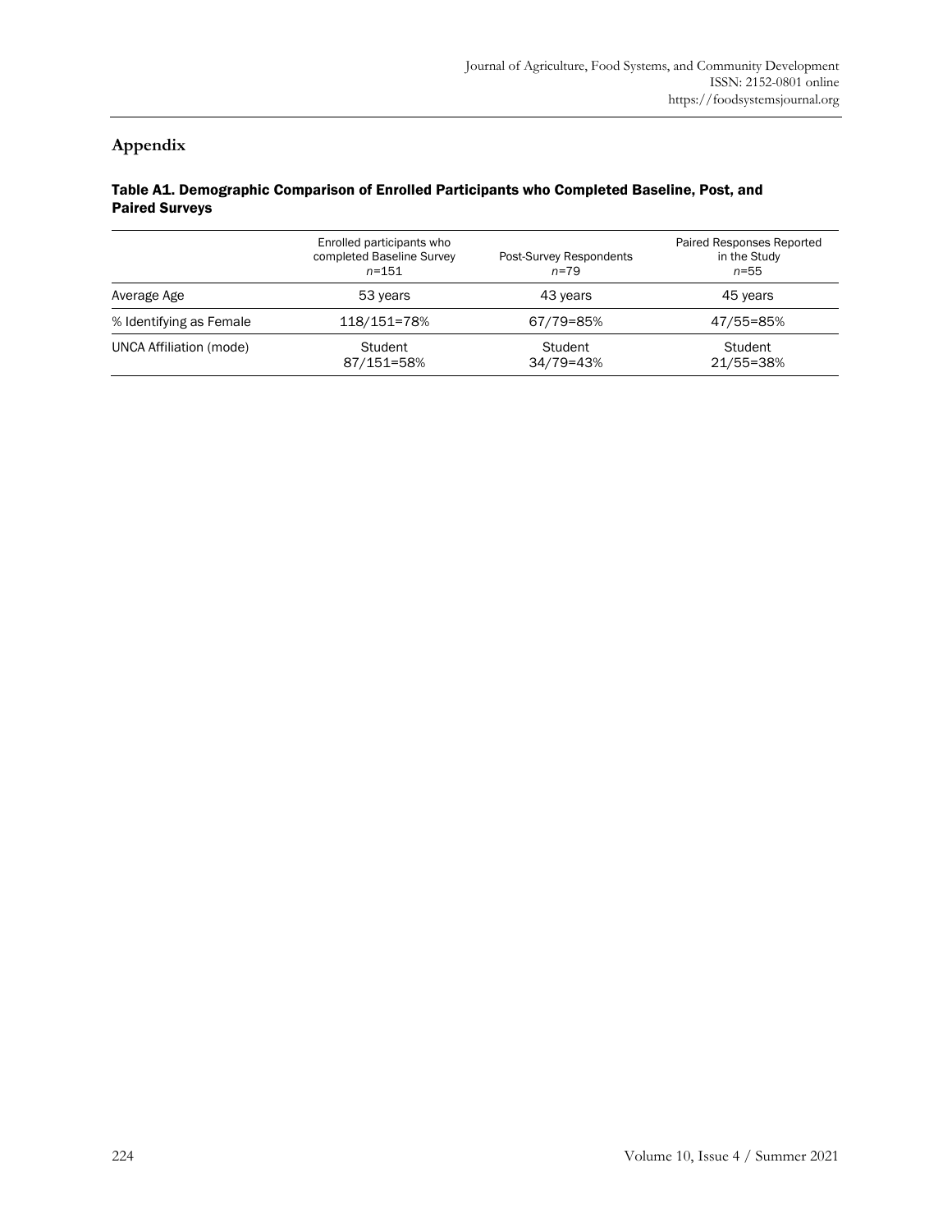## Appendix

**Table A1. Demographic Comparison of Enrolled Participants who Completed Baseline, Post, and Paired Surveys**

| | Enrolled participants who completed Baseline Survey *n*=151 | Post-Survey Respondents *n*=79 | Paired Responses Reported in the Study *n*=55 |
|---|---|---|---|
| Average Age | 53 years | 43 years | 45 years |
| % Identifying as Female | 118/151=78% | 67/79=85% | 47/55=85% |
| UNCA Affiliation (mode) | Student 87/151=58% | Student 34/79=43% | Student 21/55=38% |